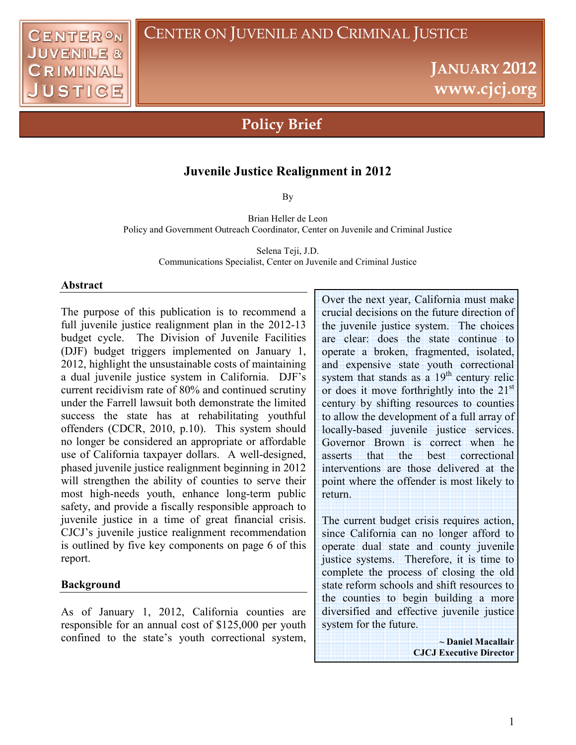# Center on Juvenile and Criminal Justice

**January 2012**
**www.cjcj.org**

## Policy Brief

### Juvenile Justice Realignment in 2012

By

Brian Heller de Leon
Policy and Government Outreach Coordinator, Center on Juvenile and Criminal Justice

Selena Teji, J.D.
Communications Specialist, Center on Juvenile and Criminal Justice

#### Abstract

The purpose of this publication is to recommend a full juvenile justice realignment plan in the 2012-13 budget cycle. The Division of Juvenile Facilities (DJF) budget triggers implemented on January 1, 2012, highlight the unsustainable costs of maintaining a dual juvenile justice system in California. DJF's current recidivism rate of 80% and continued scrutiny under the Farrell lawsuit both demonstrate the limited success the state has at rehabilitating youthful offenders (CDCR, 2010, p.10). This system should no longer be considered an appropriate or affordable use of California taxpayer dollars. A well-designed, phased juvenile justice realignment beginning in 2012 will strengthen the ability of counties to serve their most high-needs youth, enhance long-term public safety, and provide a fiscally responsible approach to juvenile justice in a time of great financial crisis. CJCJ's juvenile justice realignment recommendation is outlined by five key components on page 6 of this report.

> Over the next year, California must make crucial decisions on the future direction of the juvenile justice system. The choices are clear: does the state continue to operate a broken, fragmented, isolated, and expensive state youth correctional system that stands as a 19th century relic or does it move forthrightly into the 21st century by shifting resources to counties to allow the development of a full array of locally-based juvenile justice services. Governor Brown is correct when he asserts that the best correctional interventions are those delivered at the point where the offender is most likely to return.
>
> The current budget crisis requires action, since California can no longer afford to operate dual state and county juvenile justice systems. Therefore, it is time to complete the process of closing the old state reform schools and shift resources to the counties to begin building a more diversified and effective juvenile justice system for the future.
>
> **~ Daniel Macallair**
> **CJCJ Executive Director**

#### Background

As of January 1, 2012, California counties are responsible for an annual cost of $125,000 per youth confined to the state's youth correctional system,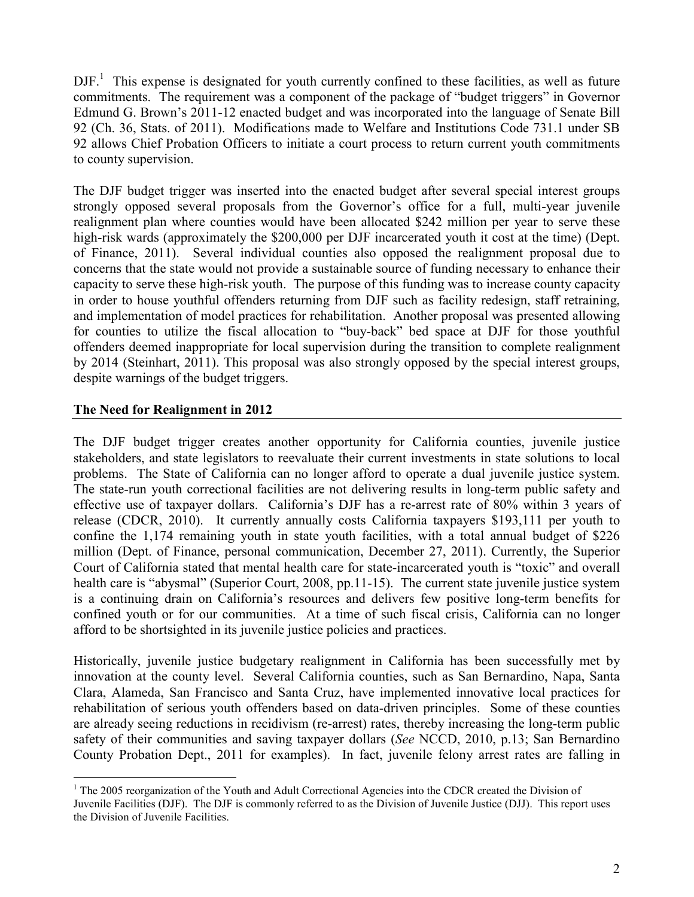DJF.[1] This expense is designated for youth currently confined to these facilities, as well as future commitments. The requirement was a component of the package of "budget triggers" in Governor Edmund G. Brown's 2011-12 enacted budget and was incorporated into the language of Senate Bill 92 (Ch. 36, Stats. of 2011). Modifications made to Welfare and Institutions Code 731.1 under SB 92 allows Chief Probation Officers to initiate a court process to return current youth commitments to county supervision.

The DJF budget trigger was inserted into the enacted budget after several special interest groups strongly opposed several proposals from the Governor's office for a full, multi-year juvenile realignment plan where counties would have been allocated $242 million per year to serve these high-risk wards (approximately the $200,000 per DJF incarcerated youth it cost at the time) (Dept. of Finance, 2011). Several individual counties also opposed the realignment proposal due to concerns that the state would not provide a sustainable source of funding necessary to enhance their capacity to serve these high-risk youth. The purpose of this funding was to increase county capacity in order to house youthful offenders returning from DJF such as facility redesign, staff retraining, and implementation of model practices for rehabilitation. Another proposal was presented allowing for counties to utilize the fiscal allocation to "buy-back" bed space at DJF for those youthful offenders deemed inappropriate for local supervision during the transition to complete realignment by 2014 (Steinhart, 2011). This proposal was also strongly opposed by the special interest groups, despite warnings of the budget triggers.

## The Need for Realignment in 2012

The DJF budget trigger creates another opportunity for California counties, juvenile justice stakeholders, and state legislators to reevaluate their current investments in state solutions to local problems. The State of California can no longer afford to operate a dual juvenile justice system. The state-run youth correctional facilities are not delivering results in long-term public safety and effective use of taxpayer dollars. California's DJF has a re-arrest rate of 80% within 3 years of release (CDCR, 2010). It currently annually costs California taxpayers $193,111 per youth to confine the 1,174 remaining youth in state youth facilities, with a total annual budget of $226 million (Dept. of Finance, personal communication, December 27, 2011). Currently, the Superior Court of California stated that mental health care for state-incarcerated youth is "toxic" and overall health care is "abysmal" (Superior Court, 2008, pp.11-15). The current state juvenile justice system is a continuing drain on California's resources and delivers few positive long-term benefits for confined youth or for our communities. At a time of such fiscal crisis, California can no longer afford to be shortsighted in its juvenile justice policies and practices.

Historically, juvenile justice budgetary realignment in California has been successfully met by innovation at the county level. Several California counties, such as San Bernardino, Napa, Santa Clara, Alameda, San Francisco and Santa Cruz, have implemented innovative local practices for rehabilitation of serious youth offenders based on data-driven principles. Some of these counties are already seeing reductions in recidivism (re-arrest) rates, thereby increasing the long-term public safety of their communities and saving taxpayer dollars (*See* NCCD, 2010, p.13; San Bernardino County Probation Dept., 2011 for examples). In fact, juvenile felony arrest rates are falling in

---

[1] The 2005 reorganization of the Youth and Adult Correctional Agencies into the CDCR created the Division of Juvenile Facilities (DJF). The DJF is commonly referred to as the Division of Juvenile Justice (DJJ). This report uses the Division of Juvenile Facilities.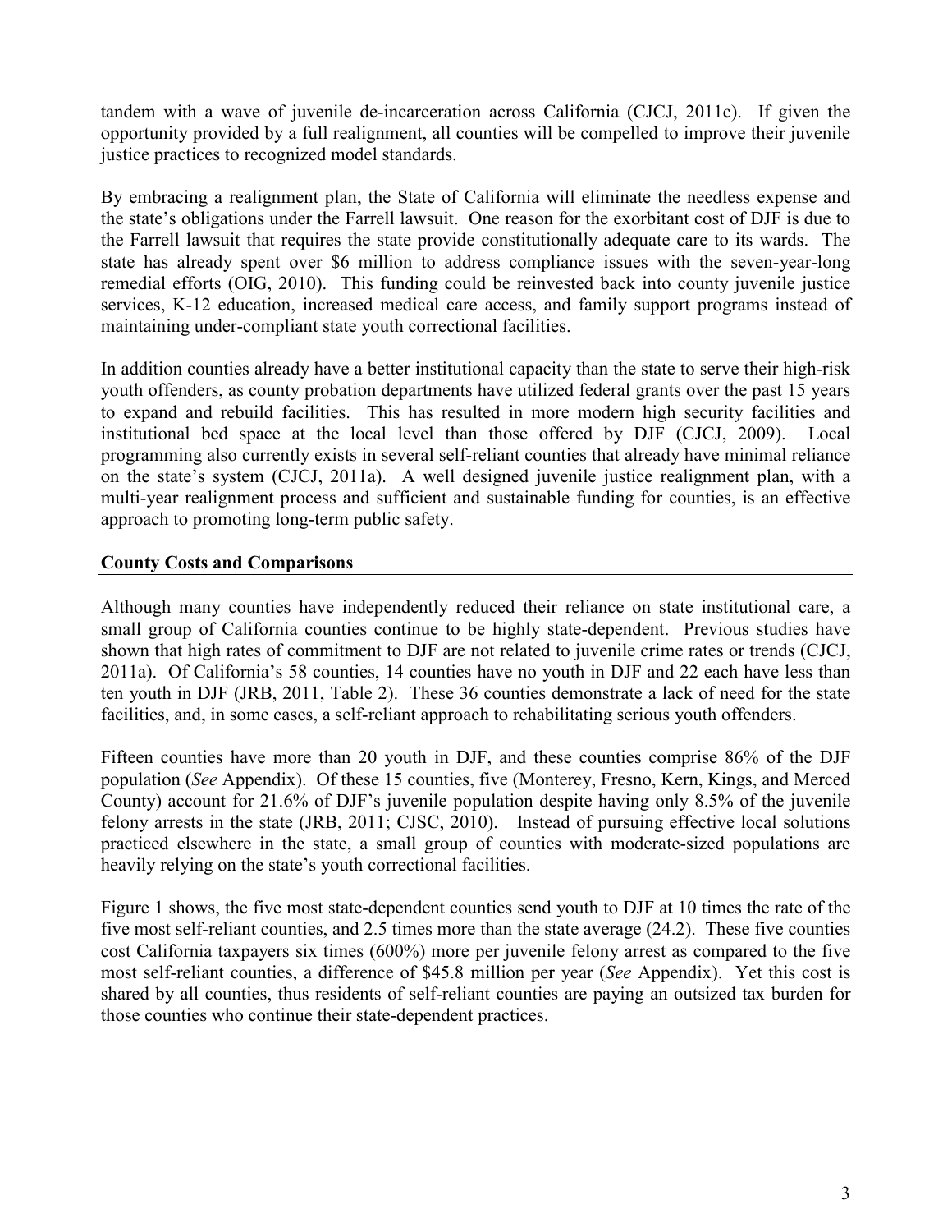tandem with a wave of juvenile de-incarceration across California (CJCJ, 2011c). If given the opportunity provided by a full realignment, all counties will be compelled to improve their juvenile justice practices to recognized model standards.

By embracing a realignment plan, the State of California will eliminate the needless expense and the state's obligations under the Farrell lawsuit. One reason for the exorbitant cost of DJF is due to the Farrell lawsuit that requires the state provide constitutionally adequate care to its wards. The state has already spent over $6 million to address compliance issues with the seven-year-long remedial efforts (OIG, 2010). This funding could be reinvested back into county juvenile justice services, K-12 education, increased medical care access, and family support programs instead of maintaining under-compliant state youth correctional facilities.

In addition counties already have a better institutional capacity than the state to serve their high-risk youth offenders, as county probation departments have utilized federal grants over the past 15 years to expand and rebuild facilities. This has resulted in more modern high security facilities and institutional bed space at the local level than those offered by DJF (CJCJ, 2009). Local programming also currently exists in several self-reliant counties that already have minimal reliance on the state's system (CJCJ, 2011a). A well designed juvenile justice realignment plan, with a multi-year realignment process and sufficient and sustainable funding for counties, is an effective approach to promoting long-term public safety.

## County Costs and Comparisons

Although many counties have independently reduced their reliance on state institutional care, a small group of California counties continue to be highly state-dependent. Previous studies have shown that high rates of commitment to DJF are not related to juvenile crime rates or trends (CJCJ, 2011a). Of California's 58 counties, 14 counties have no youth in DJF and 22 each have less than ten youth in DJF (JRB, 2011, Table 2). These 36 counties demonstrate a lack of need for the state facilities, and, in some cases, a self-reliant approach to rehabilitating serious youth offenders.

Fifteen counties have more than 20 youth in DJF, and these counties comprise 86% of the DJF population (*See* Appendix). Of these 15 counties, five (Monterey, Fresno, Kern, Kings, and Merced County) account for 21.6% of DJF's juvenile population despite having only 8.5% of the juvenile felony arrests in the state (JRB, 2011; CJSC, 2010). Instead of pursuing effective local solutions practiced elsewhere in the state, a small group of counties with moderate-sized populations are heavily relying on the state's youth correctional facilities.

Figure 1 shows, the five most state-dependent counties send youth to DJF at 10 times the rate of the five most self-reliant counties, and 2.5 times more than the state average (24.2). These five counties cost California taxpayers six times (600%) more per juvenile felony arrest as compared to the five most self-reliant counties, a difference of $45.8 million per year (*See* Appendix). Yet this cost is shared by all counties, thus residents of self-reliant counties are paying an outsized tax burden for those counties who continue their state-dependent practices.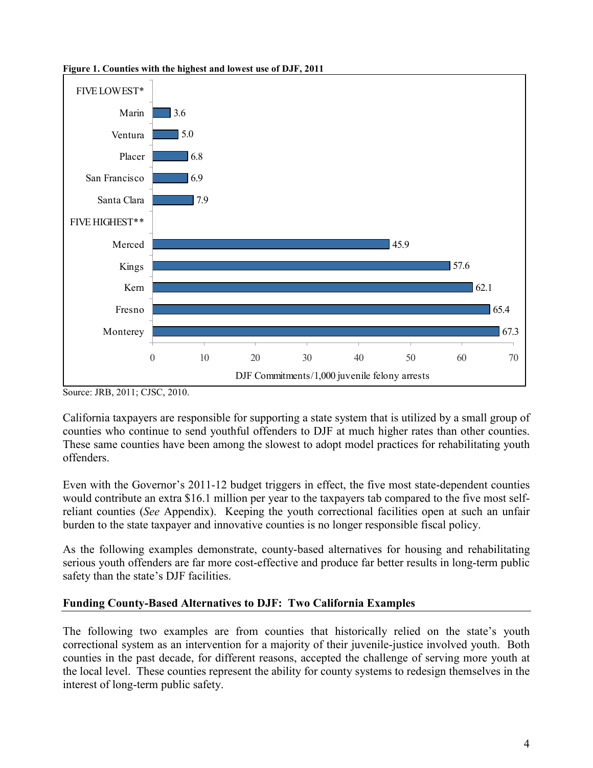**Figure 1. Counties with the highest and lowest use of DJF, 2011**

| County | DJF Commitments/1,000 juvenile felony arrests |
|---|---|
| **FIVE LOWEST*** | |
| Marin | 3.6 |
| Ventura | 5.0 |
| Placer | 6.8 |
| San Francisco | 6.9 |
| Santa Clara | 7.9 |
| **FIVE HIGHEST**** | |
| Merced | 45.9 |
| Kings | 57.6 |
| Kern | 62.1 |
| Fresno | 65.4 |
| Monterey | 67.3 |

Source: JRB, 2011; CJSC, 2010.

California taxpayers are responsible for supporting a state system that is utilized by a small group of counties who continue to send youthful offenders to DJF at much higher rates than other counties. These same counties have been among the slowest to adopt model practices for rehabilitating youth offenders.

Even with the Governor's 2011-12 budget triggers in effect, the five most state-dependent counties would contribute an extra $16.1 million per year to the taxpayers tab compared to the five most self-reliant counties (*See* Appendix). Keeping the youth correctional facilities open at such an unfair burden to the state taxpayer and innovative counties is no longer responsible fiscal policy.

As the following examples demonstrate, county-based alternatives for housing and rehabilitating serious youth offenders are far more cost-effective and produce far better results in long-term public safety than the state's DJF facilities.

## Funding County-Based Alternatives to DJF: Two California Examples

The following two examples are from counties that historically relied on the state's youth correctional system as an intervention for a majority of their juvenile-justice involved youth. Both counties in the past decade, for different reasons, accepted the challenge of serving more youth at the local level. These counties represent the ability for county systems to redesign themselves in the interest of long-term public safety.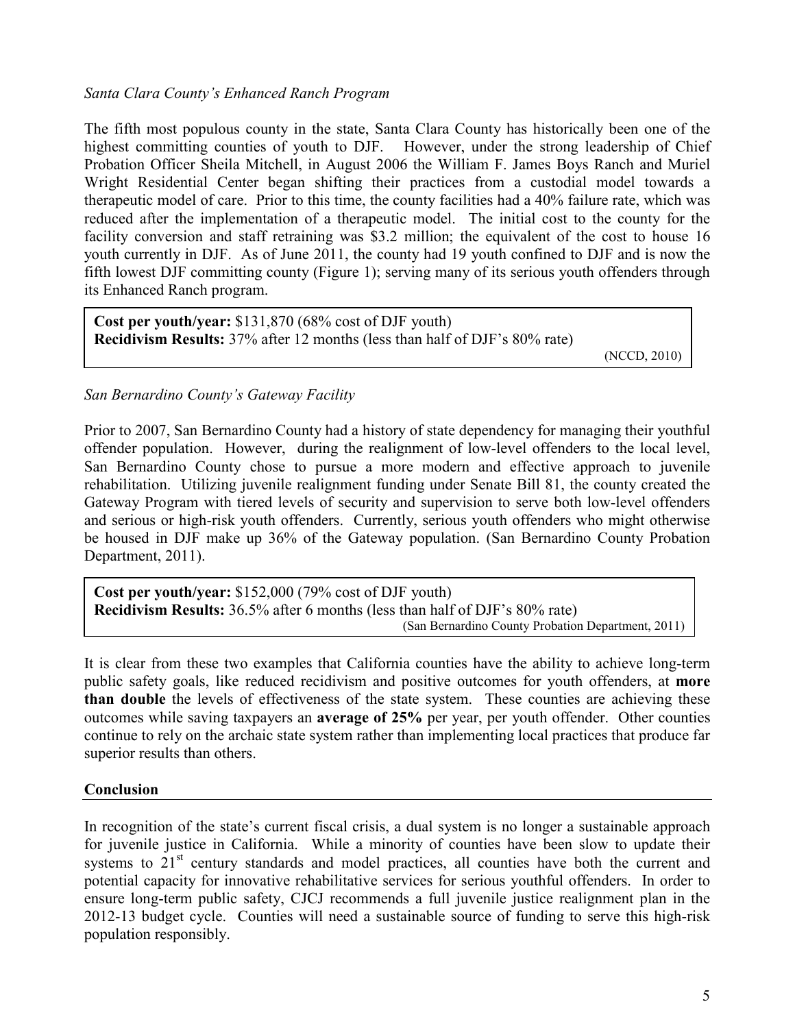*Santa Clara County's Enhanced Ranch Program*

The fifth most populous county in the state, Santa Clara County has historically been one of the highest committing counties of youth to DJF. However, under the strong leadership of Chief Probation Officer Sheila Mitchell, in August 2006 the William F. James Boys Ranch and Muriel Wright Residential Center began shifting their practices from a custodial model towards a therapeutic model of care. Prior to this time, the county facilities had a 40% failure rate, which was reduced after the implementation of a therapeutic model. The initial cost to the county for the facility conversion and staff retraining was $3.2 million; the equivalent of the cost to house 16 youth currently in DJF. As of June 2011, the county had 19 youth confined to DJF and is now the fifth lowest DJF committing county (Figure 1); serving many of its serious youth offenders through its Enhanced Ranch program.

**Cost per youth/year:** $131,870 (68% cost of DJF youth)
**Recidivism Results:** 37% after 12 months (less than half of DJF's 80% rate)
(NCCD, 2010)

*San Bernardino County's Gateway Facility*

Prior to 2007, San Bernardino County had a history of state dependency for managing their youthful offender population. However, during the realignment of low-level offenders to the local level, San Bernardino County chose to pursue a more modern and effective approach to juvenile rehabilitation. Utilizing juvenile realignment funding under Senate Bill 81, the county created the Gateway Program with tiered levels of security and supervision to serve both low-level offenders and serious or high-risk youth offenders. Currently, serious youth offenders who might otherwise be housed in DJF make up 36% of the Gateway population. (San Bernardino County Probation Department, 2011).

**Cost per youth/year:** $152,000 (79% cost of DJF youth)
**Recidivism Results:** 36.5% after 6 months (less than half of DJF's 80% rate)
(San Bernardino County Probation Department, 2011)

It is clear from these two examples that California counties have the ability to achieve long-term public safety goals, like reduced recidivism and positive outcomes for youth offenders, at **more than double** the levels of effectiveness of the state system. These counties are achieving these outcomes while saving taxpayers an **average of 25%** per year, per youth offender. Other counties continue to rely on the archaic state system rather than implementing local practices that produce far superior results than others.

## Conclusion

In recognition of the state's current fiscal crisis, a dual system is no longer a sustainable approach for juvenile justice in California. While a minority of counties have been slow to update their systems to 21st century standards and model practices, all counties have both the current and potential capacity for innovative rehabilitative services for serious youthful offenders. In order to ensure long-term public safety, CJCJ recommends a full juvenile justice realignment plan in the 2012-13 budget cycle. Counties will need a sustainable source of funding to serve this high-risk population responsibly.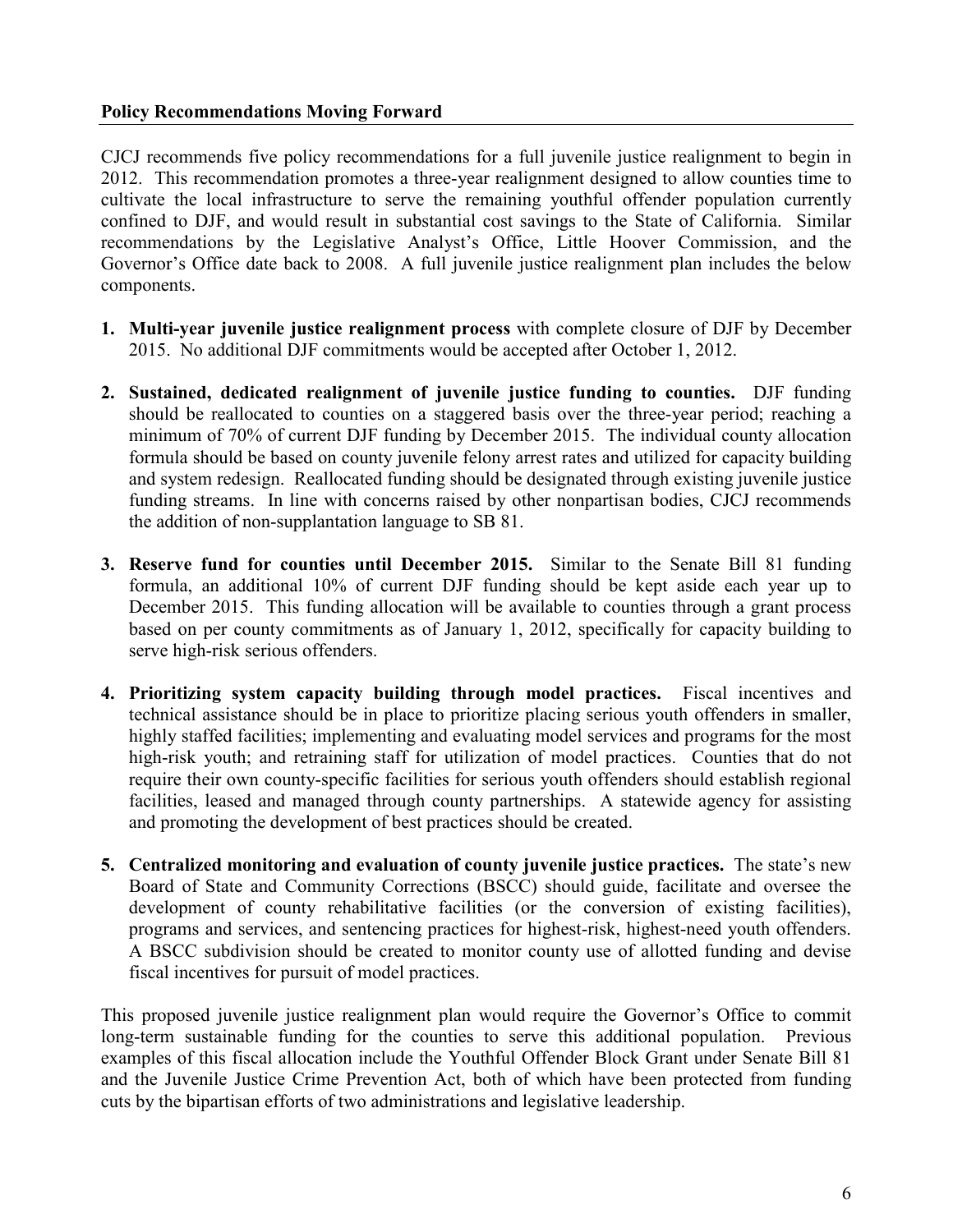## Policy Recommendations Moving Forward

CJCJ recommends five policy recommendations for a full juvenile justice realignment to begin in 2012. This recommendation promotes a three-year realignment designed to allow counties time to cultivate the local infrastructure to serve the remaining youthful offender population currently confined to DJF, and would result in substantial cost savings to the State of California. Similar recommendations by the Legislative Analyst's Office, Little Hoover Commission, and the Governor's Office date back to 2008. A full juvenile justice realignment plan includes the below components.

1. **Multi-year juvenile justice realignment process** with complete closure of DJF by December 2015. No additional DJF commitments would be accepted after October 1, 2012.

2. **Sustained, dedicated realignment of juvenile justice funding to counties.** DJF funding should be reallocated to counties on a staggered basis over the three-year period; reaching a minimum of 70% of current DJF funding by December 2015. The individual county allocation formula should be based on county juvenile felony arrest rates and utilized for capacity building and system redesign. Reallocated funding should be designated through existing juvenile justice funding streams. In line with concerns raised by other nonpartisan bodies, CJCJ recommends the addition of non-supplantation language to SB 81.

3. **Reserve fund for counties until December 2015.** Similar to the Senate Bill 81 funding formula, an additional 10% of current DJF funding should be kept aside each year up to December 2015. This funding allocation will be available to counties through a grant process based on per county commitments as of January 1, 2012, specifically for capacity building to serve high-risk serious offenders.

4. **Prioritizing system capacity building through model practices.** Fiscal incentives and technical assistance should be in place to prioritize placing serious youth offenders in smaller, highly staffed facilities; implementing and evaluating model services and programs for the most high-risk youth; and retraining staff for utilization of model practices. Counties that do not require their own county-specific facilities for serious youth offenders should establish regional facilities, leased and managed through county partnerships. A statewide agency for assisting and promoting the development of best practices should be created.

5. **Centralized monitoring and evaluation of county juvenile justice practices.** The state's new Board of State and Community Corrections (BSCC) should guide, facilitate and oversee the development of county rehabilitative facilities (or the conversion of existing facilities), programs and services, and sentencing practices for highest-risk, highest-need youth offenders. A BSCC subdivision should be created to monitor county use of allotted funding and devise fiscal incentives for pursuit of model practices.

This proposed juvenile justice realignment plan would require the Governor's Office to commit long-term sustainable funding for the counties to serve this additional population. Previous examples of this fiscal allocation include the Youthful Offender Block Grant under Senate Bill 81 and the Juvenile Justice Crime Prevention Act, both of which have been protected from funding cuts by the bipartisan efforts of two administrations and legislative leadership.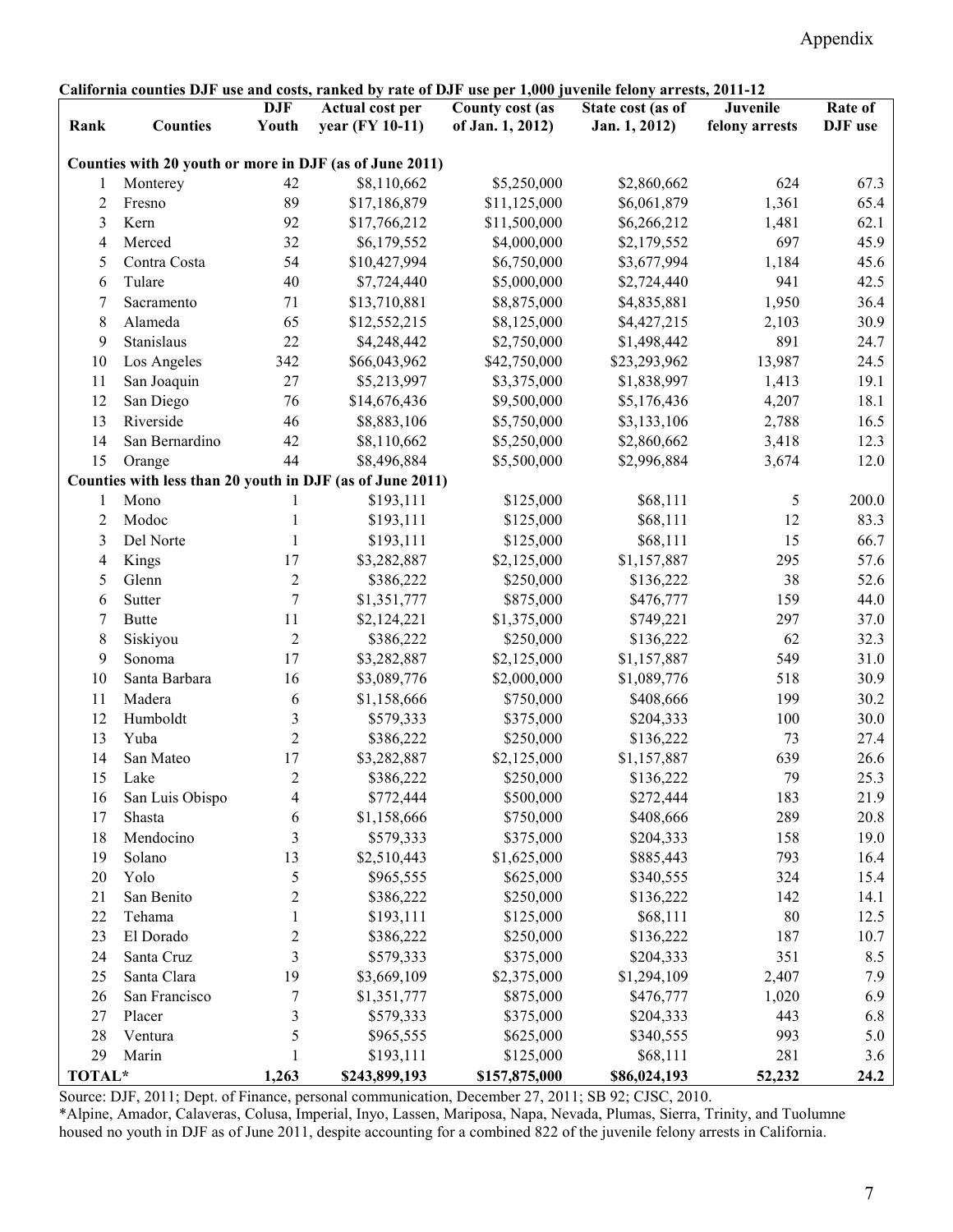# Appendix

**California counties DJF use and costs, ranked by rate of DJF use per 1,000 juvenile felony arrests, 2011-12**

| Rank | Counties | DJF Youth | Actual cost per year (FY 10-11) | County cost (as of Jan. 1, 2012) | State cost (as of Jan. 1, 2012) | Juvenile felony arrests | Rate of DJF use |
|---|---|---|---|---|---|---|---|
| **Counties with 20 youth or more in DJF (as of June 2011)** | | | | | | | |
| 1 | Monterey | 42 | $8,110,662 | $5,250,000 | $2,860,662 | 624 | 67.3 |
| 2 | Fresno | 89 | $17,186,879 | $11,125,000 | $6,061,879 | 1,361 | 65.4 |
| 3 | Kern | 92 | $17,766,212 | $11,500,000 | $6,266,212 | 1,481 | 62.1 |
| 4 | Merced | 32 | $6,179,552 | $4,000,000 | $2,179,552 | 697 | 45.9 |
| 5 | Contra Costa | 54 | $10,427,994 | $6,750,000 | $3,677,994 | 1,184 | 45.6 |
| 6 | Tulare | 40 | $7,724,440 | $5,000,000 | $2,724,440 | 941 | 42.5 |
| 7 | Sacramento | 71 | $13,710,881 | $8,875,000 | $4,835,881 | 1,950 | 36.4 |
| 8 | Alameda | 65 | $12,552,215 | $8,125,000 | $4,427,215 | 2,103 | 30.9 |
| 9 | Stanislaus | 22 | $4,248,442 | $2,750,000 | $1,498,442 | 891 | 24.7 |
| 10 | Los Angeles | 342 | $66,043,962 | $42,750,000 | $23,293,962 | 13,987 | 24.5 |
| 11 | San Joaquin | 27 | $5,213,997 | $3,375,000 | $1,838,997 | 1,413 | 19.1 |
| 12 | San Diego | 76 | $14,676,436 | $9,500,000 | $5,176,436 | 4,207 | 18.1 |
| 13 | Riverside | 46 | $8,883,106 | $5,750,000 | $3,133,106 | 2,788 | 16.5 |
| 14 | San Bernardino | 42 | $8,110,662 | $5,250,000 | $2,860,662 | 3,418 | 12.3 |
| 15 | Orange | 44 | $8,496,884 | $5,500,000 | $2,996,884 | 3,674 | 12.0 |
| **Counties with less than 20 youth in DJF (as of June 2011)** | | | | | | | |
| 1 | Mono | 1 | $193,111 | $125,000 | $68,111 | 5 | 200.0 |
| 2 | Modoc | 1 | $193,111 | $125,000 | $68,111 | 12 | 83.3 |
| 3 | Del Norte | 1 | $193,111 | $125,000 | $68,111 | 15 | 66.7 |
| 4 | Kings | 17 | $3,282,887 | $2,125,000 | $1,157,887 | 295 | 57.6 |
| 5 | Glenn | 2 | $386,222 | $250,000 | $136,222 | 38 | 52.6 |
| 6 | Sutter | 7 | $1,351,777 | $875,000 | $476,777 | 159 | 44.0 |
| 7 | Butte | 11 | $2,124,221 | $1,375,000 | $749,221 | 297 | 37.0 |
| 8 | Siskiyou | 2 | $386,222 | $250,000 | $136,222 | 62 | 32.3 |
| 9 | Sonoma | 17 | $3,282,887 | $2,125,000 | $1,157,887 | 549 | 31.0 |
| 10 | Santa Barbara | 16 | $3,089,776 | $2,000,000 | $1,089,776 | 518 | 30.9 |
| 11 | Madera | 6 | $1,158,666 | $750,000 | $408,666 | 199 | 30.2 |
| 12 | Humboldt | 3 | $579,333 | $375,000 | $204,333 | 100 | 30.0 |
| 13 | Yuba | 2 | $386,222 | $250,000 | $136,222 | 73 | 27.4 |
| 14 | San Mateo | 17 | $3,282,887 | $2,125,000 | $1,157,887 | 639 | 26.6 |
| 15 | Lake | 2 | $386,222 | $250,000 | $136,222 | 79 | 25.3 |
| 16 | San Luis Obispo | 4 | $772,444 | $500,000 | $272,444 | 183 | 21.9 |
| 17 | Shasta | 6 | $1,158,666 | $750,000 | $408,666 | 289 | 20.8 |
| 18 | Mendocino | 3 | $579,333 | $375,000 | $204,333 | 158 | 19.0 |
| 19 | Solano | 13 | $2,510,443 | $1,625,000 | $885,443 | 793 | 16.4 |
| 20 | Yolo | 5 | $965,555 | $625,000 | $340,555 | 324 | 15.4 |
| 21 | San Benito | 2 | $386,222 | $250,000 | $136,222 | 142 | 14.1 |
| 22 | Tehama | 1 | $193,111 | $125,000 | $68,111 | 80 | 12.5 |
| 23 | El Dorado | 2 | $386,222 | $250,000 | $136,222 | 187 | 10.7 |
| 24 | Santa Cruz | 3 | $579,333 | $375,000 | $204,333 | 351 | 8.5 |
| 25 | Santa Clara | 19 | $3,669,109 | $2,375,000 | $1,294,109 | 2,407 | 7.9 |
| 26 | San Francisco | 7 | $1,351,777 | $875,000 | $476,777 | 1,020 | 6.9 |
| 27 | Placer | 3 | $579,333 | $375,000 | $204,333 | 443 | 6.8 |
| 28 | Ventura | 5 | $965,555 | $625,000 | $340,555 | 993 | 5.0 |
| 29 | Marin | 1 | $193,111 | $125,000 | $68,111 | 281 | 3.6 |
| **TOTAL*** | | **1,263** | **$243,899,193** | **$157,875,000** | **$86,024,193** | **52,232** | **24.2** |

Source: DJF, 2011; Dept. of Finance, personal communication, December 27, 2011; SB 92; CJSC, 2010.

*Alpine, Amador, Calaveras, Colusa, Imperial, Inyo, Lassen, Mariposa, Napa, Nevada, Plumas, Sierra, Trinity, and Tuolumne housed no youth in DJF as of June 2011, despite accounting for a combined 822 of the juvenile felony arrests in California.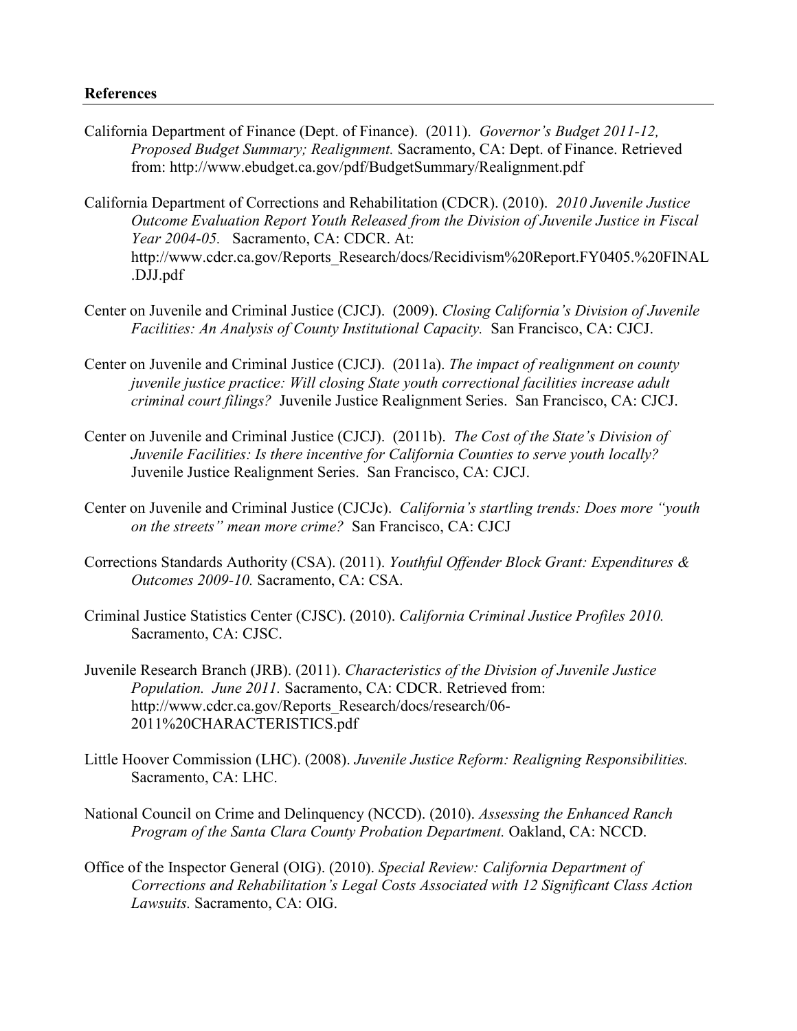**References**

California Department of Finance (Dept. of Finance). (2011). *Governor's Budget 2011-12, Proposed Budget Summary; Realignment.* Sacramento, CA: Dept. of Finance. Retrieved from: http://www.ebudget.ca.gov/pdf/BudgetSummary/Realignment.pdf

California Department of Corrections and Rehabilitation (CDCR). (2010). *2010 Juvenile Justice Outcome Evaluation Report Youth Released from the Division of Juvenile Justice in Fiscal Year 2004-05.* Sacramento, CA: CDCR. At: http://www.cdcr.ca.gov/Reports_Research/docs/Recidivism%20Report.FY0405.%20FINAL.DJJ.pdf

Center on Juvenile and Criminal Justice (CJCJ). (2009). *Closing California's Division of Juvenile Facilities: An Analysis of County Institutional Capacity.* San Francisco, CA: CJCJ.

Center on Juvenile and Criminal Justice (CJCJ). (2011a). *The impact of realignment on county juvenile justice practice: Will closing State youth correctional facilities increase adult criminal court filings?* Juvenile Justice Realignment Series. San Francisco, CA: CJCJ.

Center on Juvenile and Criminal Justice (CJCJ). (2011b). *The Cost of the State's Division of Juvenile Facilities: Is there incentive for California Counties to serve youth locally?* Juvenile Justice Realignment Series. San Francisco, CA: CJCJ.

Center on Juvenile and Criminal Justice (CJCJc). *California's startling trends: Does more "youth on the streets" mean more crime?* San Francisco, CA: CJCJ

Corrections Standards Authority (CSA). (2011). *Youthful Offender Block Grant: Expenditures & Outcomes 2009-10.* Sacramento, CA: CSA.

Criminal Justice Statistics Center (CJSC). (2010). *California Criminal Justice Profiles 2010.* Sacramento, CA: CJSC.

Juvenile Research Branch (JRB). (2011). *Characteristics of the Division of Juvenile Justice Population. June 2011.* Sacramento, CA: CDCR. Retrieved from: http://www.cdcr.ca.gov/Reports_Research/docs/research/06-2011%20CHARACTERISTICS.pdf

Little Hoover Commission (LHC). (2008). *Juvenile Justice Reform: Realigning Responsibilities.* Sacramento, CA: LHC.

National Council on Crime and Delinquency (NCCD). (2010). *Assessing the Enhanced Ranch Program of the Santa Clara County Probation Department.* Oakland, CA: NCCD.

Office of the Inspector General (OIG). (2010). *Special Review: California Department of Corrections and Rehabilitation's Legal Costs Associated with 12 Significant Class Action Lawsuits.* Sacramento, CA: OIG.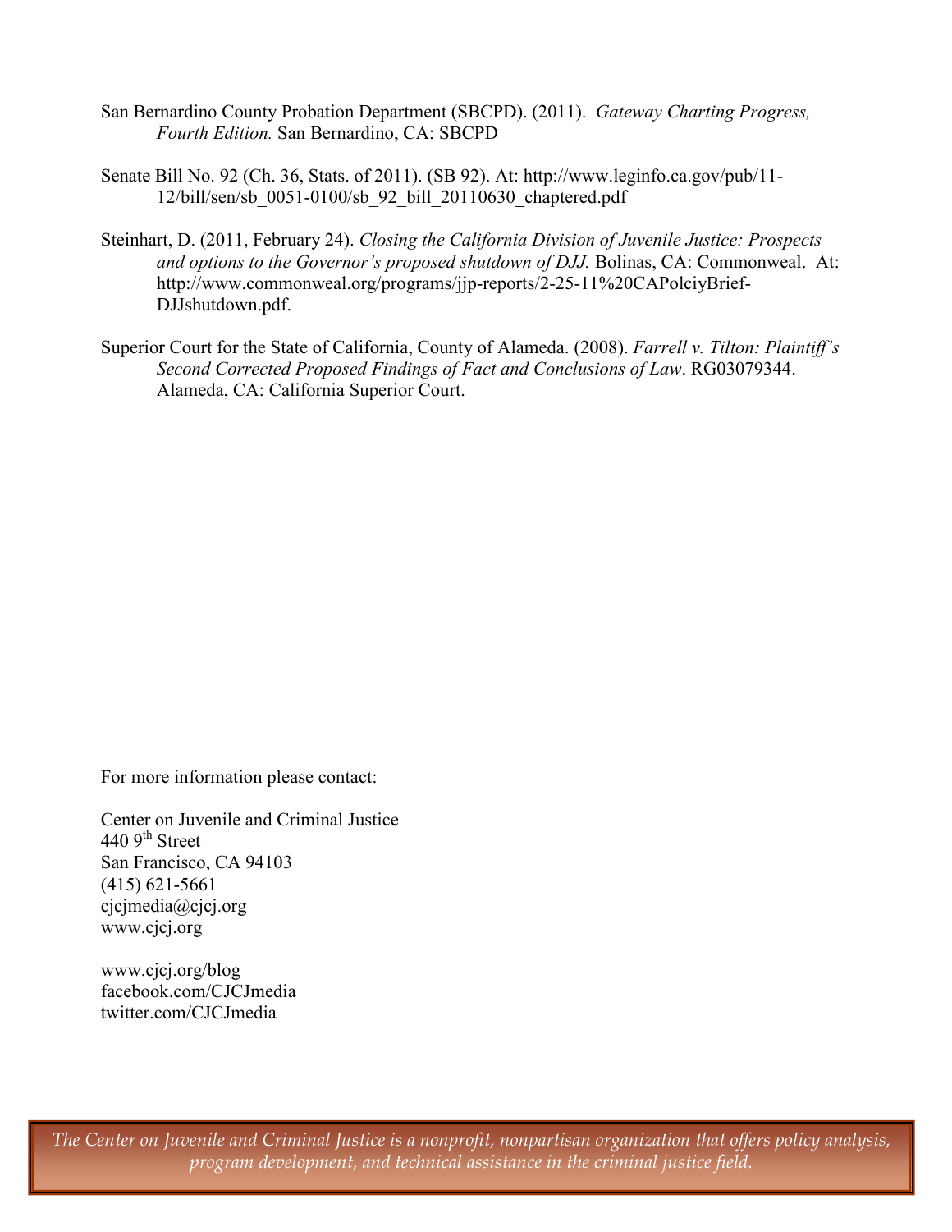San Bernardino County Probation Department (SBCPD). (2011). *Gateway Charting Progress, Fourth Edition.* San Bernardino, CA: SBCPD

Senate Bill No. 92 (Ch. 36, Stats. of 2011). (SB 92). At: http://www.leginfo.ca.gov/pub/11-12/bill/sen/sb_0051-0100/sb_92_bill_20110630_chaptered.pdf

Steinhart, D. (2011, February 24). *Closing the California Division of Juvenile Justice: Prospects and options to the Governor's proposed shutdown of DJJ.* Bolinas, CA: Commonweal. At: http://www.commonweal.org/programs/jjp-reports/2-25-11%20CAPolciyBrief-DJJshutdown.pdf.

Superior Court for the State of California, County of Alameda. (2008). *Farrell v. Tilton: Plaintiff's Second Corrected Proposed Findings of Fact and Conclusions of Law*. RG03079344. Alameda, CA: California Superior Court.

For more information please contact:

Center on Juvenile and Criminal Justice
440 9th Street
San Francisco, CA 94103
(415) 621-5661
cjcjmedia@cjcj.org
www.cjcj.org

www.cjcj.org/blog
facebook.com/CJCJmedia
twitter.com/CJCJmedia

*The Center on Juvenile and Criminal Justice is a nonprofit, nonpartisan organization that offers policy analysis, program development, and technical assistance in the criminal justice field.*